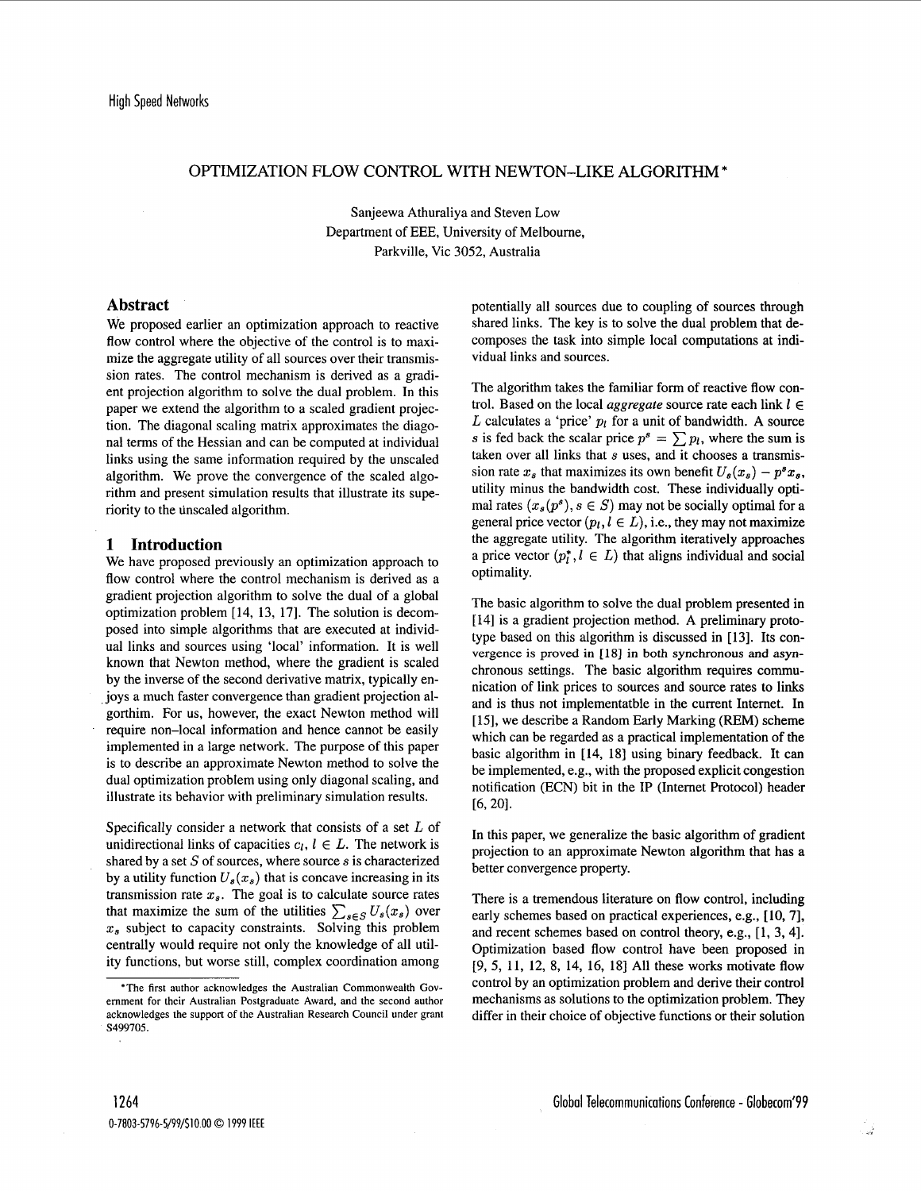# OPTIMIZATION FLOW CONTROL WITH NEWTON–LIKE ALGORITHM *

Sanjeewa Athuraliya and Steven Low
Department of EEE, University of Melbourne,
Parkville, Vic 3052, Australia

## Abstract

We proposed earlier an optimization approach to reactive flow control where the objective of the control is to maximize the aggregate utility of all sources over their transmission rates. The control mechanism is derived as a gradient projection algorithm to solve the dual problem. In this paper we extend the algorithm to a scaled gradient projection. The diagonal scaling matrix approximates the diagonal terms of the Hessian and can be computed at individual links using the same information required by the unscaled algorithm. We prove the convergence of the scaled algorithm and present simulation results that illustrate its superiority to the unscaled algorithm.

## 1 Introduction

We have proposed previously an optimization approach to flow control where the control mechanism is derived as a gradient projection algorithm to solve the dual of a global optimization problem [14, 13, 17]. The solution is decomposed into simple algorithms that are executed at individual links and sources using 'local' information. It is well known that Newton method, where the gradient is scaled by the inverse of the second derivative matrix, typically enjoys a much faster convergence than gradient projection algorthim. For us, however, the exact Newton method will require non–local information and hence cannot be easily implemented in a large network. The purpose of this paper is to describe an approximate Newton method to solve the dual optimization problem using only diagonal scaling, and illustrate its behavior with preliminary simulation results.

Specifically consider a network that consists of a set $L$ of unidirectional links of capacities $c_l$, $l \in L$. The network is shared by a set $S$ of sources, where source $s$ is characterized by a utility function $U_s(x_s)$ that is concave increasing in its transmission rate $x_s$. The goal is to calculate source rates that maximize the sum of the utilities $\sum_{s \in S} U_s(x_s)$ over $x_s$ subject to capacity constraints. Solving this problem centrally would require not only the knowledge of all utility functions, but worse still, complex coordination among potentially all sources due to coupling of sources through shared links. The key is to solve the dual problem that decomposes the task into simple local computations at individual links and sources.

The algorithm takes the familiar form of reactive flow control. Based on the local *aggregate* source rate each link $l \in L$ calculates a 'price' $p_l$ for a unit of bandwidth. A source $s$ is fed back the scalar price $p^s = \sum p_l$, where the sum is taken over all links that $s$ uses, and it chooses a transmission rate $x_s$ that maximizes its own benefit $U_s(x_s) - p^s x_s$, utility minus the bandwidth cost. These individually optimal rates $(x_s(p^s), s \in S)$ may not be socially optimal for a general price vector $(p_l, l \in L)$, i.e., they may not maximize the aggregate utility. The algorithm iteratively approaches a price vector $(p_l^*, l \in L)$ that aligns individual and social optimality.

The basic algorithm to solve the dual problem presented in [14] is a gradient projection method. A preliminary prototype based on this algorithm is discussed in [13]. Its convergence is proved in [18] in both synchronous and asynchronous settings. The basic algorithm requires communication of link prices to sources and source rates to links and is thus not implementatble in the current Internet. In [15], we describe a Random Early Marking (REM) scheme which can be regarded as a practical implementation of the basic algorithm in [14, 18] using binary feedback. It can be implemented, e.g., with the proposed explicit congestion notification (ECN) bit in the IP (Internet Protocol) header [6, 20].

In this paper, we generalize the basic algorithm of gradient projection to an approximate Newton algorithm that has a better convergence property.

There is a tremendous literature on flow control, including early schemes based on practical experiences, e.g., [10, 7], and recent schemes based on control theory, e.g., [1, 3, 4]. Optimization based flow control have been proposed in [9, 5, 11, 12, 8, 14, 16, 18] All these works motivate flow control by an optimization problem and derive their control mechanisms as solutions to the optimization problem. They differ in their choice of objective functions or their solution

---

*The first author acknowledges the Australian Commonwealth Government for their Australian Postgraduate Award, and the second author acknowledges the support of the Australian Research Council under grant S499705.

0-7803-5796-5/99/$10.00 © 1999 IEEE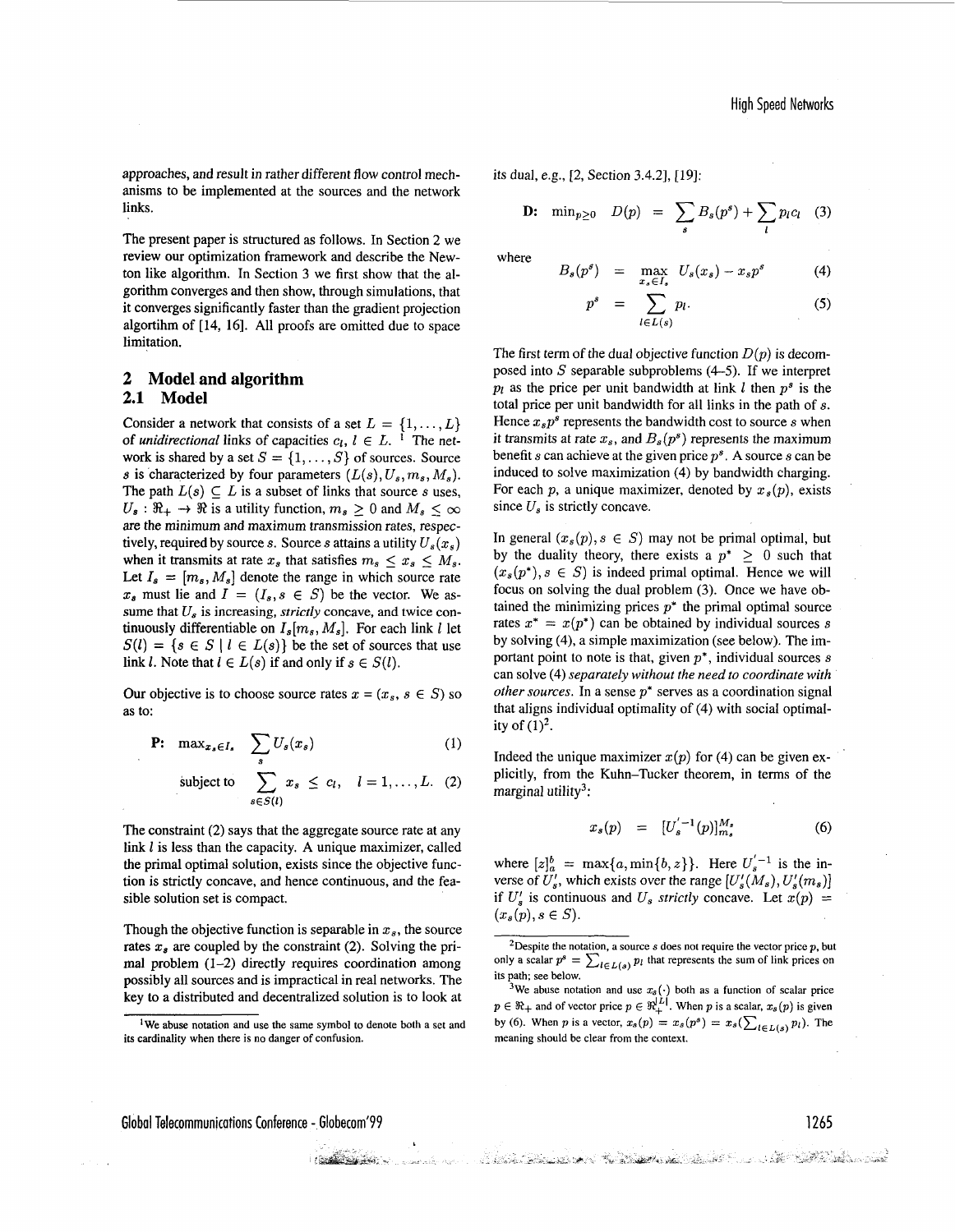approaches, and result in rather different flow control mechanisms to be implemented at the sources and the network links.

The present paper is structured as follows. In Section 2 we review our optimization framework and describe the Newton like algorithm. In Section 3 we first show that the algorithm converges and then show, through simulations, that it converges significantly faster than the gradient projection algortihm of [14, 16]. All proofs are omitted due to space limitation.

## 2 Model and algorithm

### 2.1 Model

Consider a network that consists of a set $L = \{1, \ldots, L\}$ of *unidirectional* links of capacities $c_l$, $l \in L$. [1] The network is shared by a set $S = \{1, \ldots, S\}$ of sources. Source $s$ is characterized by four parameters $(L(s), U_s, m_s, M_s)$. The path $L(s) \subseteq L$ is a subset of links that source $s$ uses, $U_s : \Re_+ \to \Re$ is a utility function, $m_s \geq 0$ and $M_s \leq \infty$ are the minimum and maximum transmission rates, respectively, required by source $s$. Source $s$ attains a utility $U_s(x_s)$ when it transmits at rate $x_s$ that satisfies $m_s \leq x_s \leq M_s$. Let $I_s = [m_s, M_s]$ denote the range in which source rate $x_s$ must lie and $I = (I_s, s \in S)$ be the vector. We assume that $U_s$ is increasing, *strictly* concave, and twice continuously differentiable on $I_s[m_s, M_s]$. For each link $l$ let $S(l) = \{s \in S \mid l \in L(s)\}$ be the set of sources that use link $l$. Note that $l \in L(s)$ if and only if $s \in S(l)$.

Our objective is to choose source rates $x = (x_s, s \in S)$ so as to:

$$\textbf{P:} \quad \max_{x_s \in I_s} \quad \sum_s U_s(x_s) \tag{1}$$

$$\text{subject to} \quad \sum_{s \in S(l)} x_s \leq c_l, \quad l = 1, \ldots, L. \tag{2}$$

The constraint (2) says that the aggregate source rate at any link $l$ is less than the capacity. A unique maximizer, called the primal optimal solution, exists since the objective function is strictly concave, and hence continuous, and the feasible solution set is compact.

Though the objective function is separable in $x_s$, the source rates $x_s$ are coupled by the constraint (2). Solving the primal problem (1–2) directly requires coordination among possibly all sources and is impractical in real networks. The key to a distributed and decentralized solution is to look at its dual, e.g., [2, Section 3.4.2], [19]:

$$\textbf{D:} \quad \min_{p \geq 0} \quad D(p) \;=\; \sum_s B_s(p^s) + \sum_l p_l c_l \tag{3}$$

where

$$B_s(p^s) \;=\; \max_{x_s \in I_s} \; U_s(x_s) - x_s p^s \tag{4}$$

$$p^s \;=\; \sum_{l \in L(s)} p_l. \tag{5}$$

The first term of the dual objective function $D(p)$ is decomposed into $S$ separable subproblems (4–5). If we interpret $p_l$ as the price per unit bandwidth at link $l$ then $p^s$ is the total price per unit bandwidth for all links in the path of $s$. Hence $x_s p^s$ represents the bandwidth cost to source $s$ when it transmits at rate $x_s$, and $B_s(p^s)$ represents the maximum benefit $s$ can achieve at the given price $p^s$. A source $s$ can be induced to solve maximization (4) by bandwidth charging. For each $p$, a unique maximizer, denoted by $x_s(p)$, exists since $U_s$ is strictly concave.

In general $(x_s(p), s \in S)$ may not be primal optimal, but by the duality theory, there exists a $p^* \geq 0$ such that $(x_s(p^*), s \in S)$ is indeed primal optimal. Hence we will focus on solving the dual problem (3). Once we have obtained the minimizing prices $p^*$ the primal optimal source rates $x^* = x(p^*)$ can be obtained by individual sources $s$ by solving (4), a simple maximization (see below). The important point to note is that, given $p^*$, individual sources $s$ can solve (4) *separately without the need to coordinate with other sources*. In a sense $p^*$ serves as a coordination signal that aligns individual optimality of (4) with social optimality of (1)[2].

Indeed the unique maximizer $x(p)$ for (4) can be given explicitly, from the Kuhn–Tucker theorem, in terms of the marginal utility[3]:

$$x_s(p) \;=\; [U_s'^{-1}(p)]_{m_s}^{M_s} \tag{6}$$

where $[z]_a^b = \max\{a, \min\{b, z\}\}$. Here $U_s'^{-1}$ is the inverse of $U_s'$, which exists over the range $[U_s'(M_s), U_s'(m_s)]$ if $U_s'$ is continuous and $U_s$ *strictly* concave. Let $x(p) = (x_s(p), s \in S)$.

[1] We abuse notation and use the same symbol to denote both a set and its cardinality when there is no danger of confusion.

[2] Despite the notation, a source $s$ does not require the vector price $p$, but only a scalar $p^s = \sum_{l \in L(s)} p_l$ that represents the sum of link prices on its path; see below.

[3] We abuse notation and use $x_s(\cdot)$ both as a function of scalar price $p \in \Re_+$ and of vector price $p \in \Re_+^{|L|}$. When $p$ is a scalar, $x_s(p)$ is given by (6). When $p$ is a vector, $x_s(p) = x_s(p^s) = x_s(\sum_{l \in L(s)} p_l)$. The meaning should be clear from the context.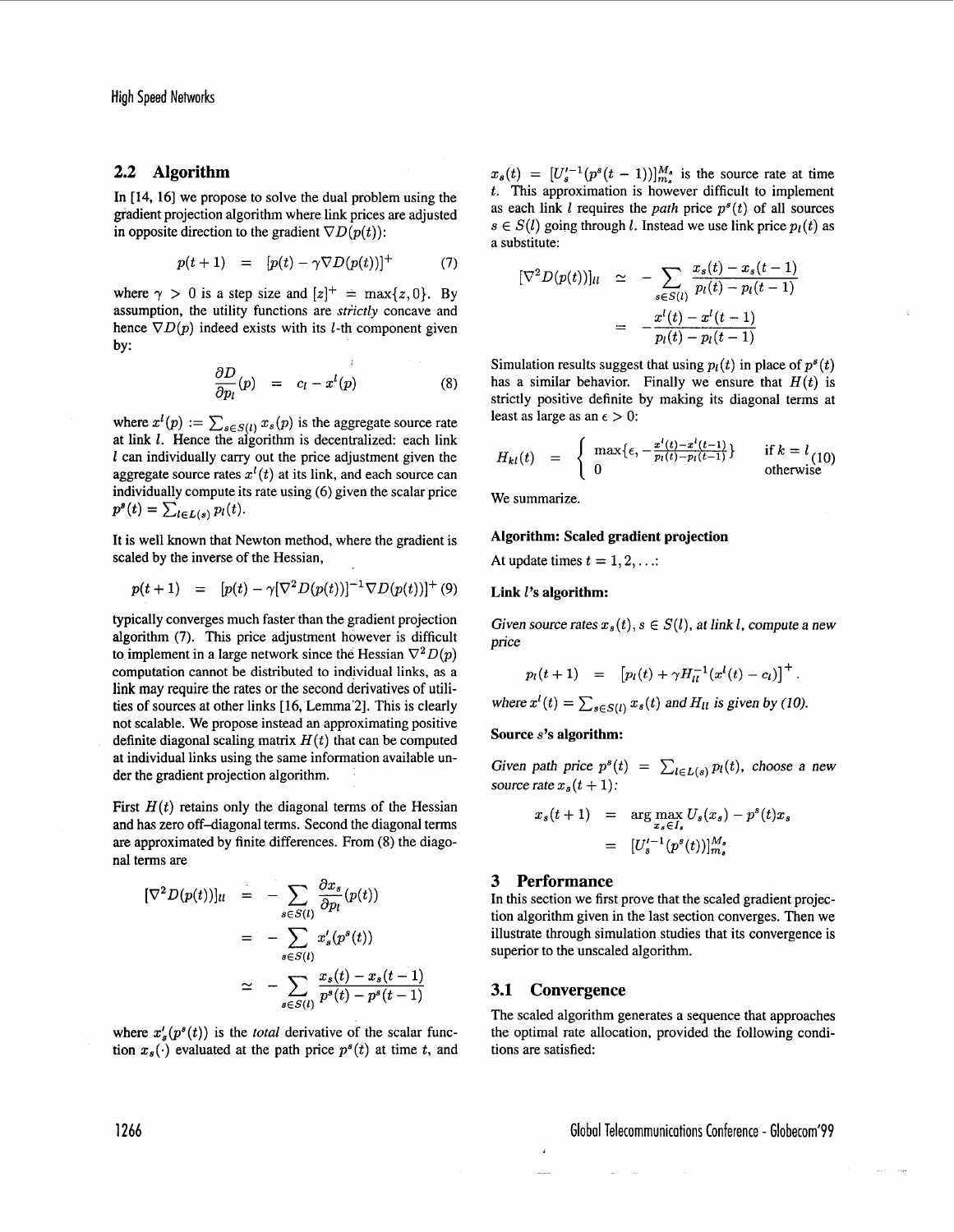### 2.2 Algorithm

In [14, 16] we propose to solve the dual problem using the gradient projection algorithm where link prices are adjusted in opposite direction to the gradient $\nabla D(p(t))$:

$$p(t+1) \quad = \quad [p(t) - \gamma \nabla D(p(t))]^+ \tag{7}$$

where $\gamma > 0$ is a step size and $[z]^+ = \max\{z, 0\}$. By assumption, the utility functions are *strictly* concave and hence $\nabla D(p)$ indeed exists with its $l$-th component given by:

$$\frac{\partial D}{\partial p_l}(p) \quad = \quad c_l - x^l(p) \tag{8}$$

where $x^l(p) := \sum_{s \in S(l)} x_s(p)$ is the aggregate source rate at link $l$. Hence the algorithm is decentralized: each link $l$ can individually carry out the price adjustment given the aggregate source rates $x^l(t)$ at its link, and each source can individually compute its rate using (6) given the scalar price $p^s(t) = \sum_{l \in L(s)} p_l(t)$.

It is well known that Newton method, where the gradient is scaled by the inverse of the Hessian,

$$p(t+1) \quad = \quad [p(t) - \gamma [\nabla^2 D(p(t))]^{-1} \nabla D(p(t))]^+ \tag{9}$$

typically converges much faster than the gradient projection algorithm (7). This price adjustment however is difficult to implement in a large network since the Hessian $\nabla^2 D(p)$ computation cannot be distributed to individual links, as a link may require the rates or the second derivatives of utilities of sources at other links [16, Lemma 2]. This is clearly not scalable. We propose instead an approximating positive definite diagonal scaling matrix $H(t)$ that can be computed at individual links using the same information available under the gradient projection algorithm.

First $H(t)$ retains only the diagonal terms of the Hessian and has zero off–diagonal terms. Second the diagonal terms are approximated by finite differences. From (8) the diagonal terms are

$$\begin{aligned}
[\nabla^2 D(p(t))]_{ll} &= -\sum_{s \in S(l)} \frac{\partial x_s}{\partial p_l}(p(t)) \\
&= -\sum_{s \in S(l)} x_s'(p^s(t)) \\
&\simeq -\sum_{s \in S(l)} \frac{x_s(t) - x_s(t-1)}{p^s(t) - p^s(t-1)}
\end{aligned}$$

where $x_s'(p^s(t))$ is the *total* derivative of the scalar function $x_s(\cdot)$ evaluated at the path price $p^s(t)$ at time $t$, and $x_s(t) = [U_s'^{-1}(p^s(t-1))]_{m_s}^{M_s}$ is the source rate at time $t$. This approximation is however difficult to implement as each link $l$ requires the *path* price $p^s(t)$ of all sources $s \in S(l)$ going through $l$. Instead we use link price $p_l(t)$ as a substitute:

$$\begin{aligned}
[\nabla^2 D(p(t))]_{ll} &\simeq -\sum_{s \in S(l)} \frac{x_s(t) - x_s(t-1)}{p_l(t) - p_l(t-1)} \\
&= -\frac{x^l(t) - x^l(t-1)}{p_l(t) - p_l(t-1)}
\end{aligned}$$

Simulation results suggest that using $p_l(t)$ in place of $p^s(t)$ has a similar behavior. Finally we ensure that $H(t)$ is strictly positive definite by making its diagonal terms at least as large as an $\epsilon > 0$:

$$H_{kl}(t) \quad = \quad \begin{cases} \max\{\epsilon, -\frac{x^l(t) - x^l(t-1)}{p_l(t) - p_l(t-1)}\} & \text{if } k = l \\ 0 & \text{otherwise} \end{cases} \tag{10}$$

We summarize.

**Algorithm: Scaled gradient projection**

At update times $t = 1, 2, \ldots$:

**Link $l$'s algorithm:**

*Given source rates $x_s(t)$, $s \in S(l)$, at link $l$, compute a new price*

$$p_l(t+1) \quad = \quad \left[p_l(t) + \gamma H_{ll}^{-1}(x^l(t) - c_l)\right]^+.$$

*where $x^l(t) = \sum_{s \in S(l)} x_s(t)$ and $H_{ll}$ is given by (10).*

**Source $s$'s algorithm:**

*Given path price $p^s(t) = \sum_{l \in L(s)} p_l(t)$, choose a new source rate $x_s(t+1)$:*

$$\begin{aligned}
x_s(t+1) &= \arg\max_{x_s \in I_s} U_s(x_s) - p^s(t) x_s \\
&= [U_s'^{-1}(p^s(t))]_{m_s}^{M_s}
\end{aligned}$$

## 3 Performance

In this section we first prove that the scaled gradient projection algorithm given in the last section converges. Then we illustrate through simulation studies that its convergence is superior to the unscaled algorithm.

### 3.1 Convergence

The scaled algorithm generates a sequence that approaches the optimal rate allocation, provided the following conditions are satisfied: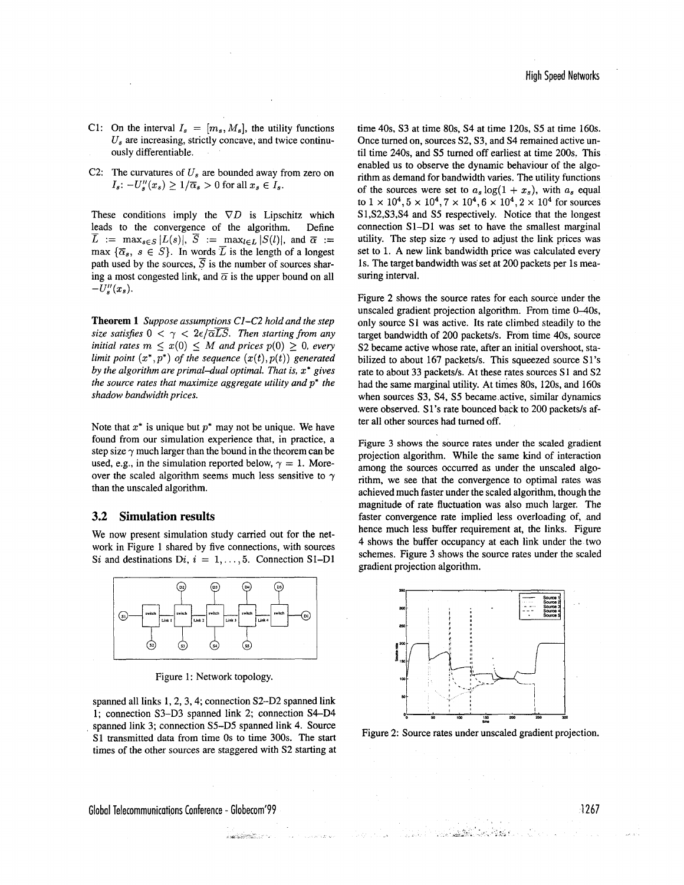C1: On the interval $I_s = [m_s, M_s]$, the utility functions $U_s$ are increasing, strictly concave, and twice continuously differentiable.

C2: The curvatures of $U_s$ are bounded away from zero on $I_s$: $-U_s''(x_s) \geq 1/\overline{\alpha}_s > 0$ for all $x_s \in I_s$.

These conditions imply the $\nabla D$ is Lipschitz which leads to the convergence of the algorithm. Define $\overline{L} := \max_{s \in S} |L(s)|$, $\overline{S} := \max_{l \in L} |S(l)|$, and $\overline{\alpha} := \max\{\overline{\alpha}_s, s \in S\}$. In words $\overline{L}$ is the length of a longest path used by the sources, $\overline{S}$ is the number of sources sharing a most congested link, and $\overline{\alpha}$ is the upper bound on all $-U_s''(x_s)$.

**Theorem 1** *Suppose assumptions C1–C2 hold and the step size satisfies $0 < \gamma < 2\epsilon/\overline{\alpha}\overline{L}\overline{S}$. Then starting from any initial rates $m \leq x(0) \leq M$ and prices $p(0) \geq 0$, every limit point $(x^*, p^*)$ of the sequence $(x(t), p(t))$ generated by the algorithm are primal–dual optimal. That is, $x^*$ gives the source rates that maximize aggregate utility and $p^*$ the shadow bandwidth prices.*

Note that $x^*$ is unique but $p^*$ may not be unique. We have found from our simulation experience that, in practice, a step size $\gamma$ much larger than the bound in the theorem can be used, e.g., in the simulation reported below, $\gamma = 1$. Moreover the scaled algorithm seems much less sensitive to $\gamma$ than the unscaled algorithm.

## 3.2 Simulation results

We now present simulation study carried out for the network in Figure 1 shared by five connections, with sources S$i$ and destinations D$i$, $i = 1, \ldots, 5$. Connection S1–D1 spanned all links 1, 2, 3, 4; connection S2–D2 spanned link 1; connection S3–D3 spanned link 2; connection S4–D4 spanned link 3; connection S5–D5 spanned link 4. Source S1 transmitted data from time 0s to time 300s. The start times of the other sources are staggered with S2 starting at time 40s, S3 at time 80s, S4 at time 120s, S5 at time 160s. Once turned on, sources S2, S3, and S4 remained active until time 240s, and S5 turned off earliest at time 200s. This enabled us to observe the dynamic behaviour of the algorithm as demand for bandwidth varies. The utility functions of the sources were set to $a_s \log(1 + x_s)$, with $a_s$ equal to $1 \times 10^4, 5 \times 10^4, 7 \times 10^4, 6 \times 10^4, 2 \times 10^4$ for sources S1,S2,S3,S4 and S5 respectively. Notice that the longest connection S1–D1 was set to have the smallest marginal utility. The step size $\gamma$ used to adjust the link prices was set to 1. A new link bandwidth price was calculated every 1s. The target bandwidth was set at 200 packets per 1s measuring interval.

Figure 1: Network topology.

Figure 2 shows the source rates for each source under the unscaled gradient projection algorithm. From time 0–40s, only source S1 was active. Its rate climbed steadily to the target bandwidth of 200 packets/s. From time 40s, source S2 became active whose rate, after an initial overshoot, stabilized to about 167 packets/s. This squeezed source S1's rate to about 33 packets/s. At these rates sources S1 and S2 had the same marginal utility. At times 80s, 120s, and 160s when sources S3, S4, S5 became active, similar dynamics were observed. S1's rate bounced back to 200 packets/s after all other sources had turned off.

Figure 3 shows the source rates under the scaled gradient projection algorithm. While the same kind of interaction among the sources occurred as under the unscaled algorithm, we see that the convergence to optimal rates was achieved much faster under the scaled algorithm, though the magnitude of rate fluctuation was also much larger. The faster convergence rate implied less overloading of, and hence much less buffer requirement at, the links. Figure 4 shows the buffer occupancy at each link under the two schemes. Figure 3 shows the source rates under the scaled gradient projection algorithm.

Figure 2: Source rates under unscaled gradient projection.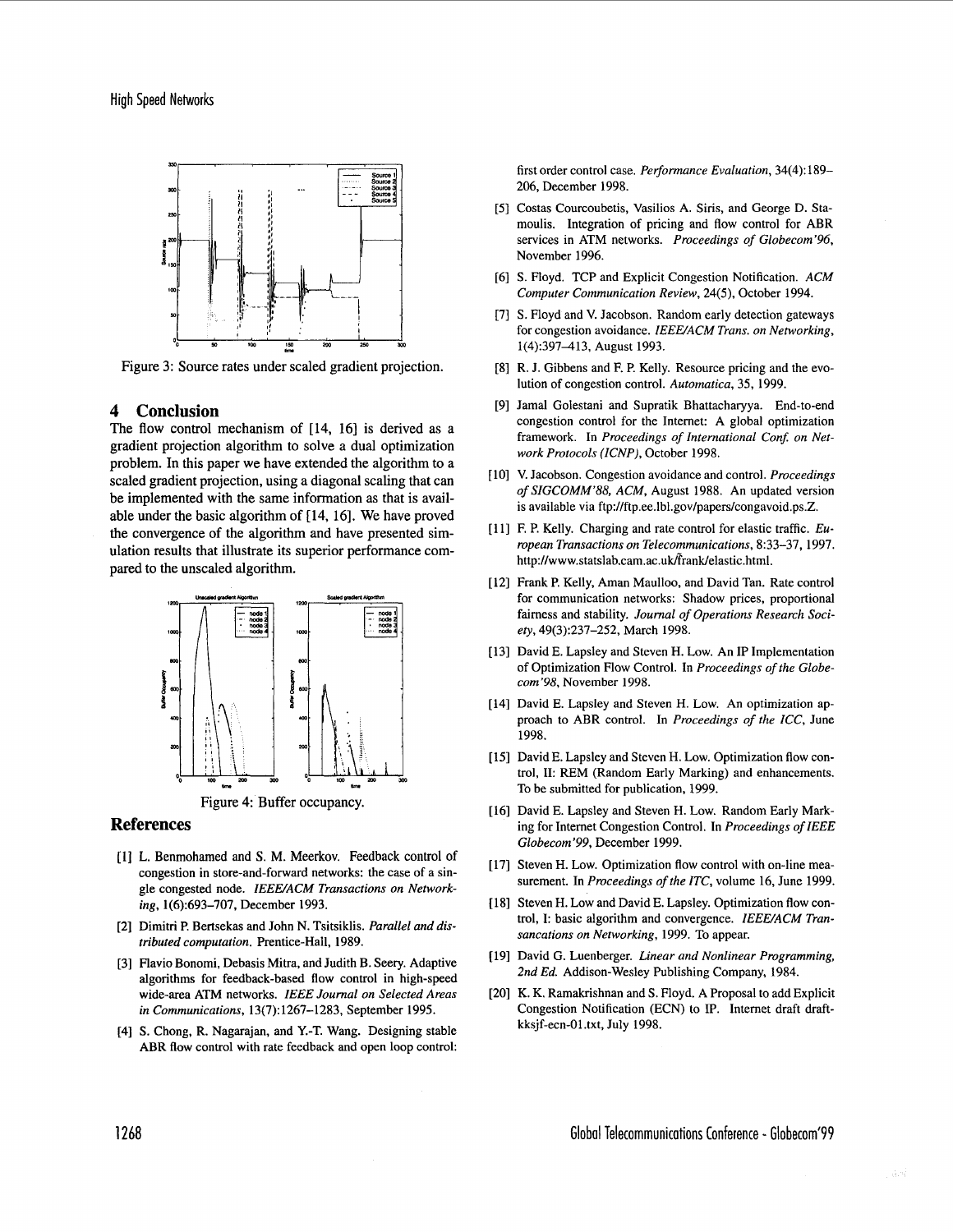350

300

250

200

150

100

50

0

0 50 100 150 200 250 300

time

Source rate

Source 1

Source 2

Source 3

Source 4

Source 5

Figure 3: Source rates under scaled gradient projection.

## 4 Conclusion

The flow control mechanism of [14, 16] is derived as a gradient projection algorithm to solve a dual optimization problem. In this paper we have extended the algorithm to a scaled gradient projection, using a diagonal scaling that can be implemented with the same information as that is available under the basic algorithm of [14, 16]. We have proved the convergence of the algorithm and have presented simulation results that illustrate its superior performance compared to the unscaled algorithm.

Unscaled gradient Algorithm

Scaled gradient Algorithm

1200

1000

800

600

400

200

0

0 100 200 300

time

Buffer Occupancy

node 1

node 2

node 3

node 4

Figure 4: Buffer occupancy.

## References

[1] L. Benmohamed and S. M. Meerkov. Feedback control of congestion in store-and-forward networks: the case of a single congested node. *IEEE/ACM Transactions on Networking*, 1(6):693–707, December 1993.

[2] Dimitri P. Bertsekas and John N. Tsitsiklis. *Parallel and distributed computation*. Prentice-Hall, 1989.

[3] Flavio Bonomi, Debasis Mitra, and Judith B. Seery. Adaptive algorithms for feedback-based flow control in high-speed wide-area ATM networks. *IEEE Journal on Selected Areas in Communications*, 13(7):1267–1283, September 1995.

[4] S. Chong, R. Nagarajan, and Y.-T. Wang. Designing stable ABR flow control with rate feedback and open loop control: first order control case. *Performance Evaluation*, 34(4):189–206, December 1998.

[5] Costas Courcoubetis, Vasilios A. Siris, and George D. Stamoulis. Integration of pricing and flow control for ABR services in ATM networks. *Proceedings of Globecom'96*, November 1996.

[6] S. Floyd. TCP and Explicit Congestion Notification. *ACM Computer Communication Review*, 24(5), October 1994.

[7] S. Floyd and V. Jacobson. Random early detection gateways for congestion avoidance. *IEEE/ACM Trans. on Networking*, 1(4):397–413, August 1993.

[8] R. J. Gibbens and F. P. Kelly. Resource pricing and the evolution of congestion control. *Automatica*, 35, 1999.

[9] Jamal Golestani and Supratik Bhattacharyya. End-to-end congestion control for the Internet: A global optimization framework. In *Proceedings of International Conf. on Network Protocols (ICNP)*, October 1998.

[10] V. Jacobson. Congestion avoidance and control. *Proceedings of SIGCOMM'88, ACM*, August 1988. An updated version is available via ftp://ftp.ee.lbl.gov/papers/congavoid.ps.Z.

[11] F. P. Kelly. Charging and rate control for elastic traffic. *European Transactions on Telecommunications*, 8:33–37, 1997. http://www.statslab.cam.ac.uk/frank/elastic.html.

[12] Frank P. Kelly, Aman Maulloo, and David Tan. Rate control for communication networks: Shadow prices, proportional fairness and stability. *Journal of Operations Research Society*, 49(3):237–252, March 1998.

[13] David E. Lapsley and Steven H. Low. An IP Implementation of Optimization Flow Control. In *Proceedings of the Globecom'98*, November 1998.

[14] David E. Lapsley and Steven H. Low. An optimization approach to ABR control. In *Proceedings of the ICC*, June 1998.

[15] David E. Lapsley and Steven H. Low. Optimization flow control, II: REM (Random Early Marking) and enhancements. To be submitted for publication, 1999.

[16] David E. Lapsley and Steven H. Low. Random Early Marking for Internet Congestion Control. In *Proceedings of IEEE Globecom'99*, December 1999.

[17] Steven H. Low. Optimization flow control with on-line measurement. In *Proceedings of the ITC*, volume 16, June 1999.

[18] Steven H. Low and David E. Lapsley. Optimization flow control, I: basic algorithm and convergence. *IEEE/ACM Transactions on Networking*, 1999. To appear.

[19] David G. Luenberger. *Linear and Nonlinear Programming, 2nd Ed.* Addison-Wesley Publishing Company, 1984.

[20] K. K. Ramakrishnan and S. Floyd. A Proposal to add Explicit Congestion Notification (ECN) to IP. Internet draft draft-kksjf-ecn-01.txt, July 1998.